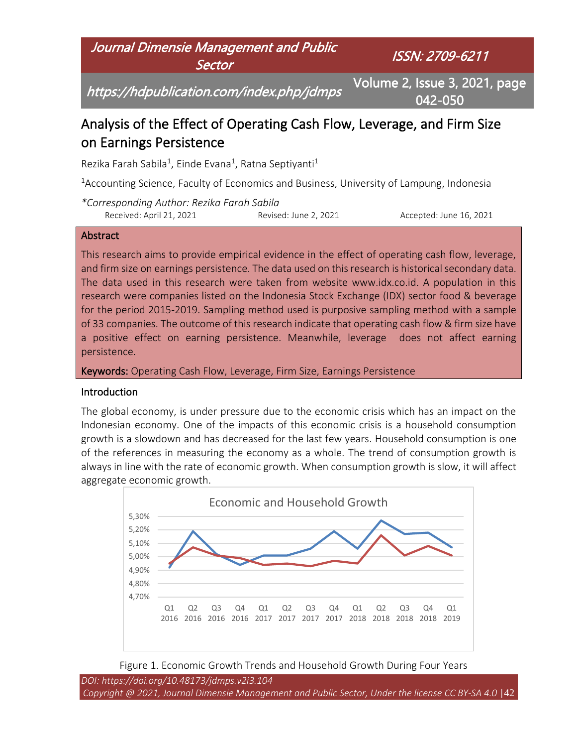# Analysis of the Effect of Operating Cash Flow, Leverage, and Firm Size on Earnings Persistence

Rezika Farah Sabila[1], Einde Evana[1], Ratna Septiyanti[1]

[1]Accounting Science, Faculty of Economics and Business, University of Lampung, Indonesia

*Corresponding Author: Rezika Farah Sabila*

Received: April 21, 2021 Revised: June 2, 2021 Accepted: June 16, 2021

## Abstract

This research aims to provide empirical evidence in the effect of operating cash flow, leverage, and firm size on earnings persistence. The data used on this research is historical secondary data. The data used in this research were taken from website www.idx.co.id. A population in this research were companies listed on the Indonesia Stock Exchange (IDX) sector food & beverage for the period 2015-2019. Sampling method used is purposive sampling method with a sample of 33 companies. The outcome of this research indicate that operating cash flow & firm size have a positive effect on earning persistence. Meanwhile, leverage does not affect earning persistence.

**Keywords:** Operating Cash Flow, Leverage, Firm Size, Earnings Persistence

## Introduction

The global economy, is under pressure due to the economic crisis which has an impact on the Indonesian economy. One of the impacts of this economic crisis is a household consumption growth is a slowdown and has decreased for the last few years. Household consumption is one of the references in measuring the economy as a whole. The trend of consumption growth is always in line with the rate of economic growth. When consumption growth is slow, it will affect aggregate economic growth.

Figure 1. Economic Growth Trends and Household Growth During Four Years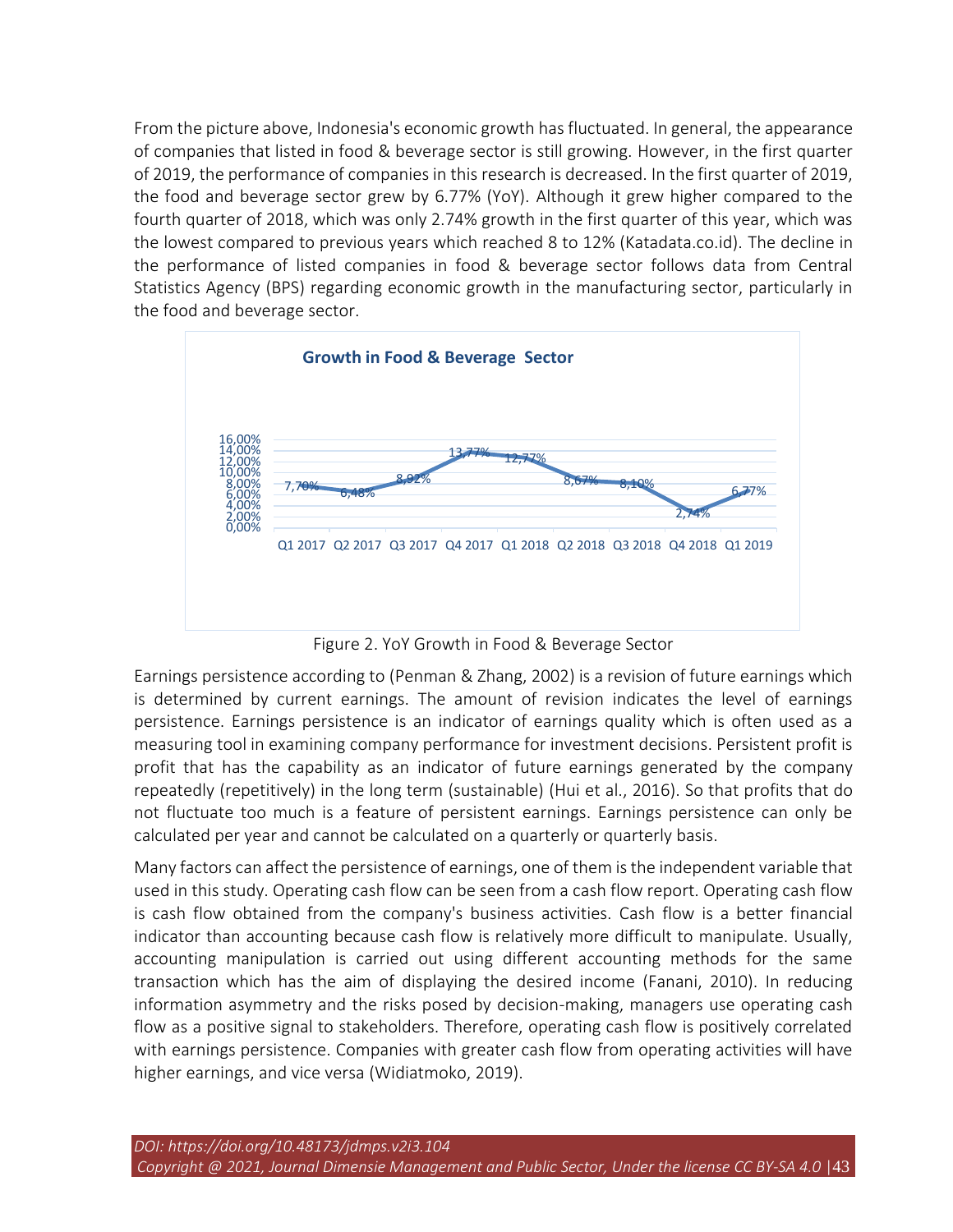From the picture above, Indonesia's economic growth has fluctuated. In general, the appearance of companies that listed in food & beverage sector is still growing. However, in the first quarter of 2019, the performance of companies in this research is decreased. In the first quarter of 2019, the food and beverage sector grew by 6.77% (YoY). Although it grew higher compared to the fourth quarter of 2018, which was only 2.74% growth in the first quarter of this year, which was the lowest compared to previous years which reached 8 to 12% (Katadata.co.id). The decline in the performance of listed companies in food & beverage sector follows data from Central Statistics Agency (BPS) regarding economic growth in the manufacturing sector, particularly in the food and beverage sector.

**Growth in Food & Beverage Sector**

| Q1 2017 | Q2 2017 | Q3 2017 | Q4 2017 | Q1 2018 | Q2 2018 | Q3 2018 | Q4 2018 | Q1 2019 |
|---|---|---|---|---|---|---|---|---|
| 7,70% | 6,48% | 8,92% | 13,77% | 12,77% | 8,67% | 8,10% | 2,74% | 6,77% |

Figure 2. YoY Growth in Food & Beverage Sector

Earnings persistence according to (Penman & Zhang, 2002) is a revision of future earnings which is determined by current earnings. The amount of revision indicates the level of earnings persistence. Earnings persistence is an indicator of earnings quality which is often used as a measuring tool in examining company performance for investment decisions. Persistent profit is profit that has the capability as an indicator of future earnings generated by the company repeatedly (repetitively) in the long term (sustainable) (Hui et al., 2016). So that profits that do not fluctuate too much is a feature of persistent earnings. Earnings persistence can only be calculated per year and cannot be calculated on a quarterly or quarterly basis.

Many factors can affect the persistence of earnings, one of them is the independent variable that used in this study. Operating cash flow can be seen from a cash flow report. Operating cash flow is cash flow obtained from the company's business activities. Cash flow is a better financial indicator than accounting because cash flow is relatively more difficult to manipulate. Usually, accounting manipulation is carried out using different accounting methods for the same transaction which has the aim of displaying the desired income (Fanani, 2010). In reducing information asymmetry and the risks posed by decision-making, managers use operating cash flow as a positive signal to stakeholders. Therefore, operating cash flow is positively correlated with earnings persistence. Companies with greater cash flow from operating activities will have higher earnings, and vice versa (Widiatmoko, 2019).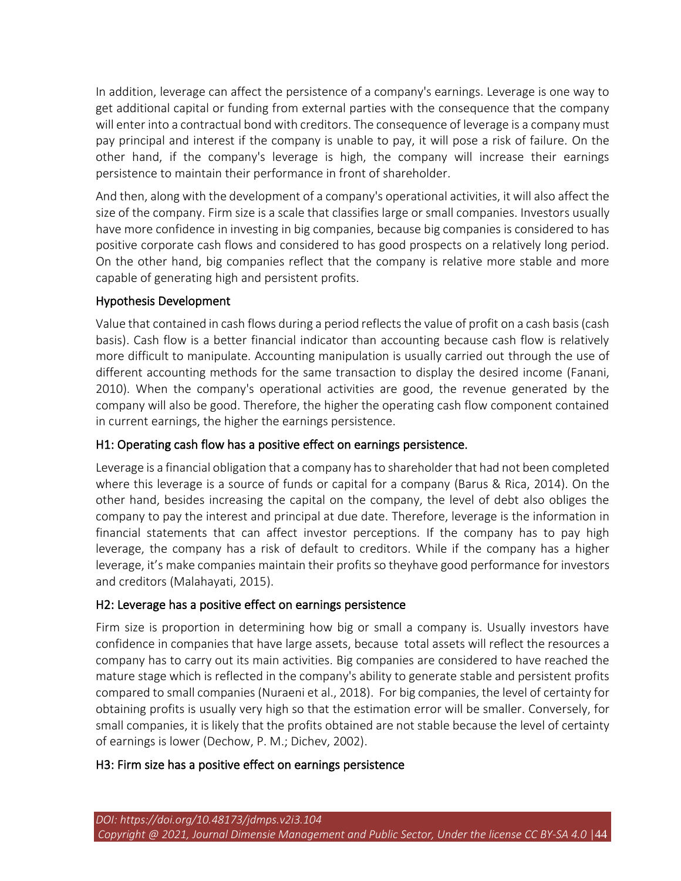In addition, leverage can affect the persistence of a company's earnings. Leverage is one way to get additional capital or funding from external parties with the consequence that the company will enter into a contractual bond with creditors. The consequence of leverage is a company must pay principal and interest if the company is unable to pay, it will pose a risk of failure. On the other hand, if the company's leverage is high, the company will increase their earnings persistence to maintain their performance in front of shareholder.

And then, along with the development of a company's operational activities, it will also affect the size of the company. Firm size is a scale that classifies large or small companies. Investors usually have more confidence in investing in big companies, because big companies is considered to has positive corporate cash flows and considered to has good prospects on a relatively long period. On the other hand, big companies reflect that the company is relative more stable and more capable of generating high and persistent profits.

## Hypothesis Development

Value that contained in cash flows during a period reflects the value of profit on a cash basis (cash basis). Cash flow is a better financial indicator than accounting because cash flow is relatively more difficult to manipulate. Accounting manipulation is usually carried out through the use of different accounting methods for the same transaction to display the desired income (Fanani, 2010). When the company's operational activities are good, the revenue generated by the company will also be good. Therefore, the higher the operating cash flow component contained in current earnings, the higher the earnings persistence.

### H1: Operating cash flow has a positive effect on earnings persistence.

Leverage is a financial obligation that a company has to shareholder that had not been completed where this leverage is a source of funds or capital for a company (Barus & Rica, 2014). On the other hand, besides increasing the capital on the company, the level of debt also obliges the company to pay the interest and principal at due date. Therefore, leverage is the information in financial statements that can affect investor perceptions. If the company has to pay high leverage, the company has a risk of default to creditors. While if the company has a higher leverage, it's make companies maintain their profits so theyhave good performance for investors and creditors (Malahayati, 2015).

### H2: Leverage has a positive effect on earnings persistence

Firm size is proportion in determining how big or small a company is. Usually investors have confidence in companies that have large assets, because total assets will reflect the resources a company has to carry out its main activities. Big companies are considered to have reached the mature stage which is reflected in the company's ability to generate stable and persistent profits compared to small companies (Nuraeni et al., 2018). For big companies, the level of certainty for obtaining profits is usually very high so that the estimation error will be smaller. Conversely, for small companies, it is likely that the profits obtained are not stable because the level of certainty of earnings is lower (Dechow, P. M.; Dichev, 2002).

### H3: Firm size has a positive effect on earnings persistence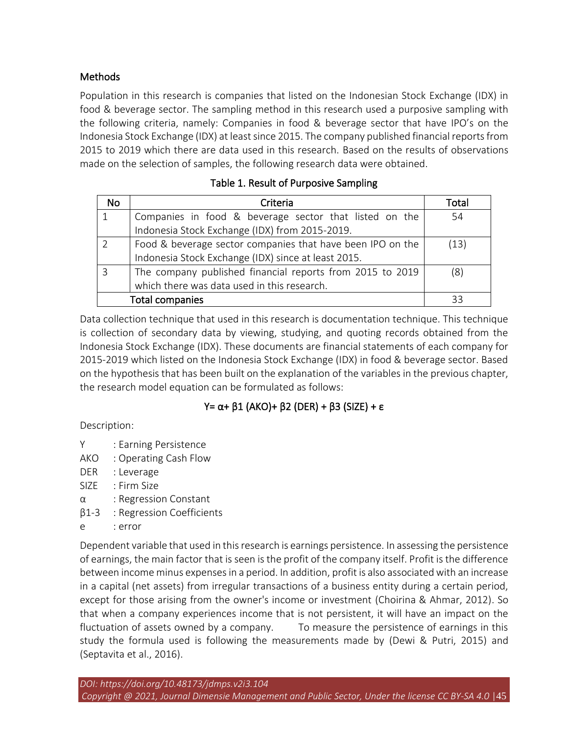## Methods

Population in this research is companies that listed on the Indonesian Stock Exchange (IDX) in food & beverage sector. The sampling method in this research used a purposive sampling with the following criteria, namely: Companies in food & beverage sector that have IPO's on the Indonesia Stock Exchange (IDX) at least since 2015. The company published financial reports from 2015 to 2019 which there are data used in this research. Based on the results of observations made on the selection of samples, the following research data were obtained.

Table 1. Result of Purposive Sampling

| No | Criteria | Total |
|---|---|---|
| 1 | Companies in food & beverage sector that listed on the Indonesia Stock Exchange (IDX) from 2015-2019. | 54 |
| 2 | Food & beverage sector companies that have been IPO on the Indonesia Stock Exchange (IDX) since at least 2015. | (13) |
| 3 | The company published financial reports from 2015 to 2019 which there was data used in this research. | (8) |
| Total companies | | 33 |

Data collection technique that used in this research is documentation technique. This technique is collection of secondary data by viewing, studying, and quoting records obtained from the Indonesia Stock Exchange (IDX). These documents are financial statements of each company for 2015-2019 which listed on the Indonesia Stock Exchange (IDX) in food & beverage sector. Based on the hypothesis that has been built on the explanation of the variables in the previous chapter, the research model equation can be formulated as follows:

$$Y = \alpha + \beta 1 \,(AKO) + \beta 2 \,(DER) + \beta 3 \,(SIZE) + \varepsilon$$

Description:

- Y : Earning Persistence
- AKO : Operating Cash Flow
- DER : Leverage
- SIZE : Firm Size
- α : Regression Constant
- β1-3 : Regression Coefficients
- e : error

Dependent variable that used in this research is earnings persistence. In assessing the persistence of earnings, the main factor that is seen is the profit of the company itself. Profit is the difference between income minus expenses in a period. In addition, profit is also associated with an increase in a capital (net assets) from irregular transactions of a business entity during a certain period, except for those arising from the owner's income or investment (Choirina & Ahmar, 2012). So that when a company experiences income that is not persistent, it will have an impact on the fluctuation of assets owned by a company. To measure the persistence of earnings in this study the formula used is following the measurements made by (Dewi & Putri, 2015) and (Septavita et al., 2016).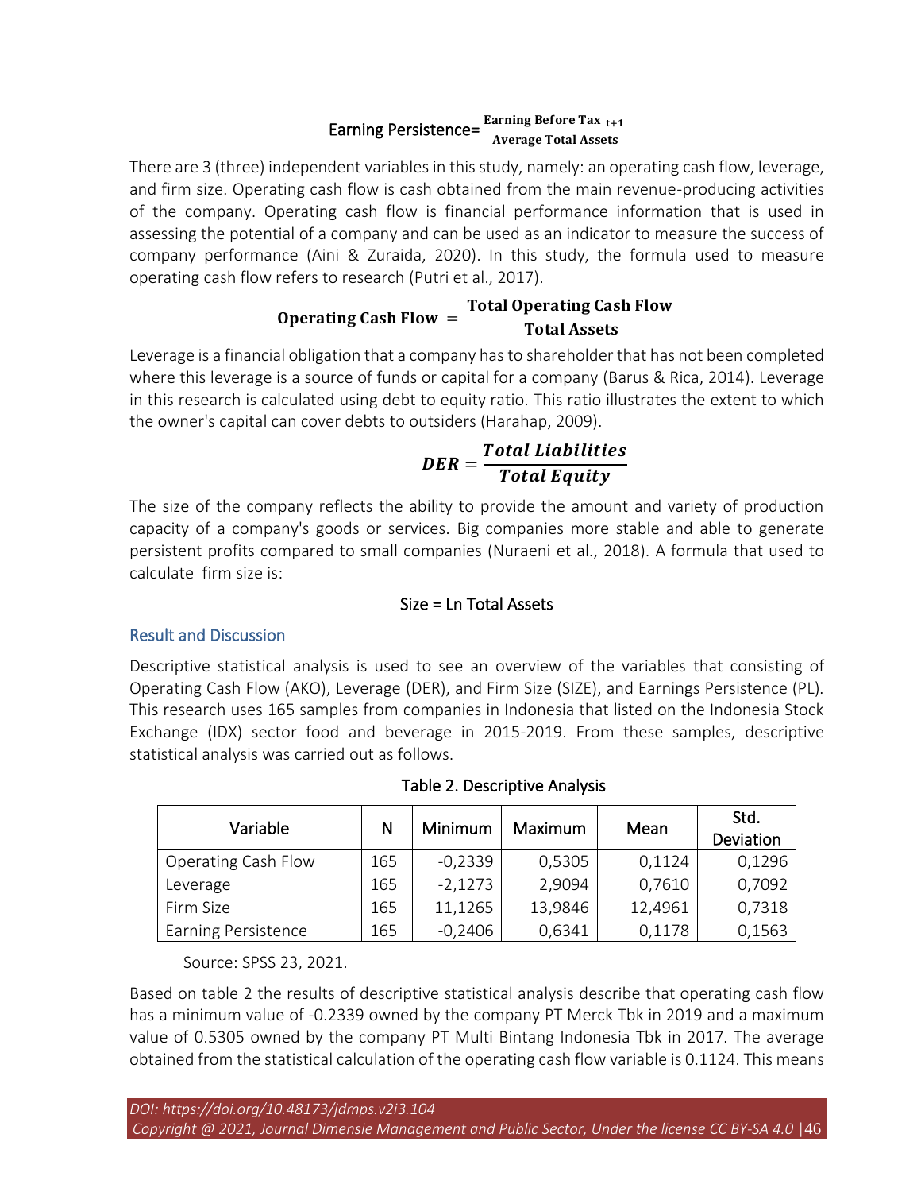$$\text{Earning Persistence} = \frac{\textbf{Earning Before Tax}_{t+1}}{\textbf{Average Total Assets}}$$

There are 3 (three) independent variables in this study, namely: an operating cash flow, leverage, and firm size. Operating cash flow is cash obtained from the main revenue-producing activities of the company. Operating cash flow is financial performance information that is used in assessing the potential of a company and can be used as an indicator to measure the success of company performance (Aini & Zuraida, 2020). In this study, the formula used to measure operating cash flow refers to research (Putri et al., 2017).

$$\textbf{Operating Cash Flow} = \frac{\textbf{Total Operating Cash Flow}}{\textbf{Total Assets}}$$

Leverage is a financial obligation that a company has to shareholder that has not been completed where this leverage is a source of funds or capital for a company (Barus & Rica, 2014). Leverage in this research is calculated using debt to equity ratio. This ratio illustrates the extent to which the owner's capital can cover debts to outsiders (Harahap, 2009).

$$DER = \frac{Total\ Liabilities}{Total\ Equity}$$

The size of the company reflects the ability to provide the amount and variety of production capacity of a company's goods or services. Big companies more stable and able to generate persistent profits compared to small companies (Nuraeni et al., 2018). A formula that used to calculate firm size is:

$$\text{Size} = \text{Ln Total Assets}$$

## Result and Discussion

Descriptive statistical analysis is used to see an overview of the variables that consisting of Operating Cash Flow (AKO), Leverage (DER), and Firm Size (SIZE), and Earnings Persistence (PL). This research uses 165 samples from companies in Indonesia that listed on the Indonesia Stock Exchange (IDX) sector food and beverage in 2015-2019. From these samples, descriptive statistical analysis was carried out as follows.

Table 2. Descriptive Analysis

| Variable | N | Minimum | Maximum | Mean | Std. Deviation |
|---|---|---|---|---|---|
| Operating Cash Flow | 165 | -0,2339 | 0,5305 | 0,1124 | 0,1296 |
| Leverage | 165 | -2,1273 | 2,9094 | 0,7610 | 0,7092 |
| Firm Size | 165 | 11,1265 | 13,9846 | 12,4961 | 0,7318 |
| Earning Persistence | 165 | -0,2406 | 0,6341 | 0,1178 | 0,1563 |

Source: SPSS 23, 2021.

Based on table 2 the results of descriptive statistical analysis describe that operating cash flow has a minimum value of -0.2339 owned by the company PT Merck Tbk in 2019 and a maximum value of 0.5305 owned by the company PT Multi Bintang Indonesia Tbk in 2017. The average obtained from the statistical calculation of the operating cash flow variable is 0.1124. This means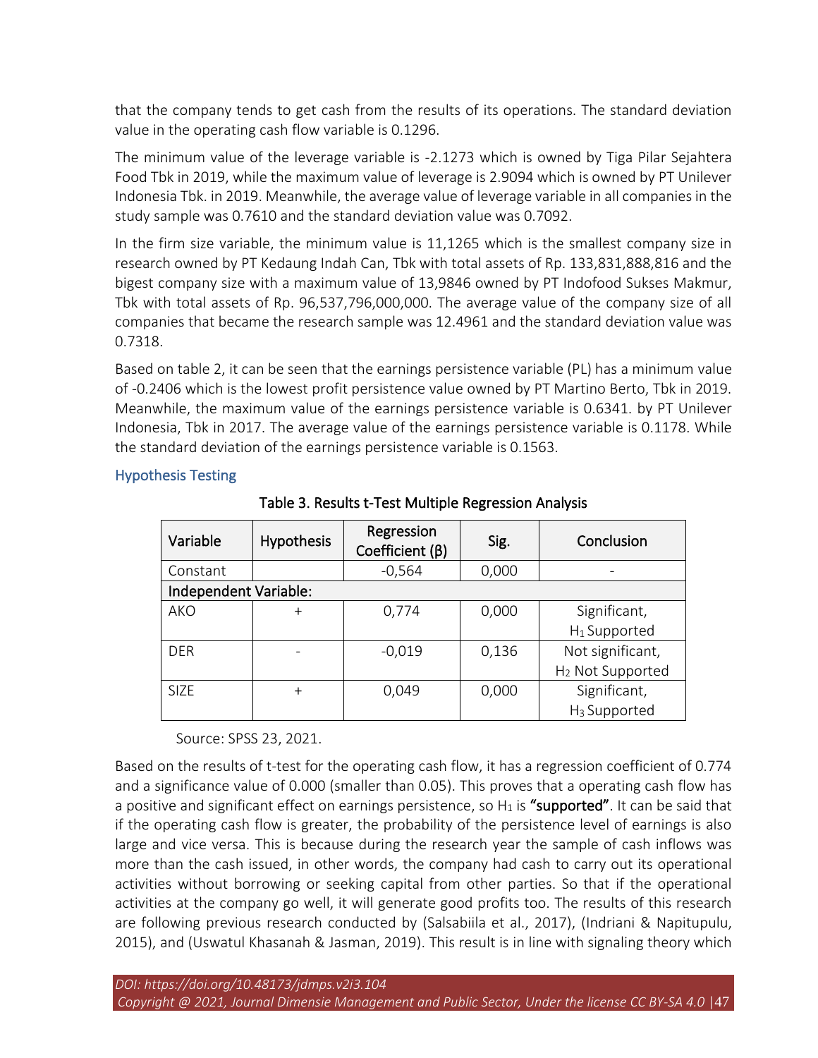that the company tends to get cash from the results of its operations. The standard deviation value in the operating cash flow variable is 0.1296.

The minimum value of the leverage variable is -2.1273 which is owned by Tiga Pilar Sejahtera Food Tbk in 2019, while the maximum value of leverage is 2.9094 which is owned by PT Unilever Indonesia Tbk. in 2019. Meanwhile, the average value of leverage variable in all companies in the study sample was 0.7610 and the standard deviation value was 0.7092.

In the firm size variable, the minimum value is 11,1265 which is the smallest company size in research owned by PT Kedaung Indah Can, Tbk with total assets of Rp. 133,831,888,816 and the bigest company size with a maximum value of 13,9846 owned by PT Indofood Sukses Makmur, Tbk with total assets of Rp. 96,537,796,000,000. The average value of the company size of all companies that became the research sample was 12.4961 and the standard deviation value was 0.7318.

Based on table 2, it can be seen that the earnings persistence variable (PL) has a minimum value of -0.2406 which is the lowest profit persistence value owned by PT Martino Berto, Tbk in 2019. Meanwhile, the maximum value of the earnings persistence variable is 0.6341. by PT Unilever Indonesia, Tbk in 2017. The average value of the earnings persistence variable is 0.1178. While the standard deviation of the earnings persistence variable is 0.1563.

## Hypothesis Testing

Table 3. Results t-Test Multiple Regression Analysis

| Variable | Hypothesis | Regression Coefficient (β) | Sig. | Conclusion |
|---|---|---|---|---|
| Constant | | -0,564 | 0,000 | - |
| Independent Variable: | | | | |
| AKO | + | 0,774 | 0,000 | Significant, $H_1$ Supported |
| DER | - | -0,019 | 0,136 | Not significant, $H_2$ Not Supported |
| SIZE | + | 0,049 | 0,000 | Significant, $H_3$ Supported |

Source: SPSS 23, 2021.

Based on the results of t-test for the operating cash flow, it has a regression coefficient of 0.774 and a significance value of 0.000 (smaller than 0.05). This proves that a operating cash flow has a positive and significant effect on earnings persistence, so $H_1$ is **"supported"**. It can be said that if the operating cash flow is greater, the probability of the persistence level of earnings is also large and vice versa. This is because during the research year the sample of cash inflows was more than the cash issued, in other words, the company had cash to carry out its operational activities without borrowing or seeking capital from other parties. So that if the operational activities at the company go well, it will generate good profits too. The results of this research are following previous research conducted by (Salsabiila et al., 2017), (Indriani & Napitupulu, 2015), and (Uswatul Khasanah & Jasman, 2019). This result is in line with signaling theory which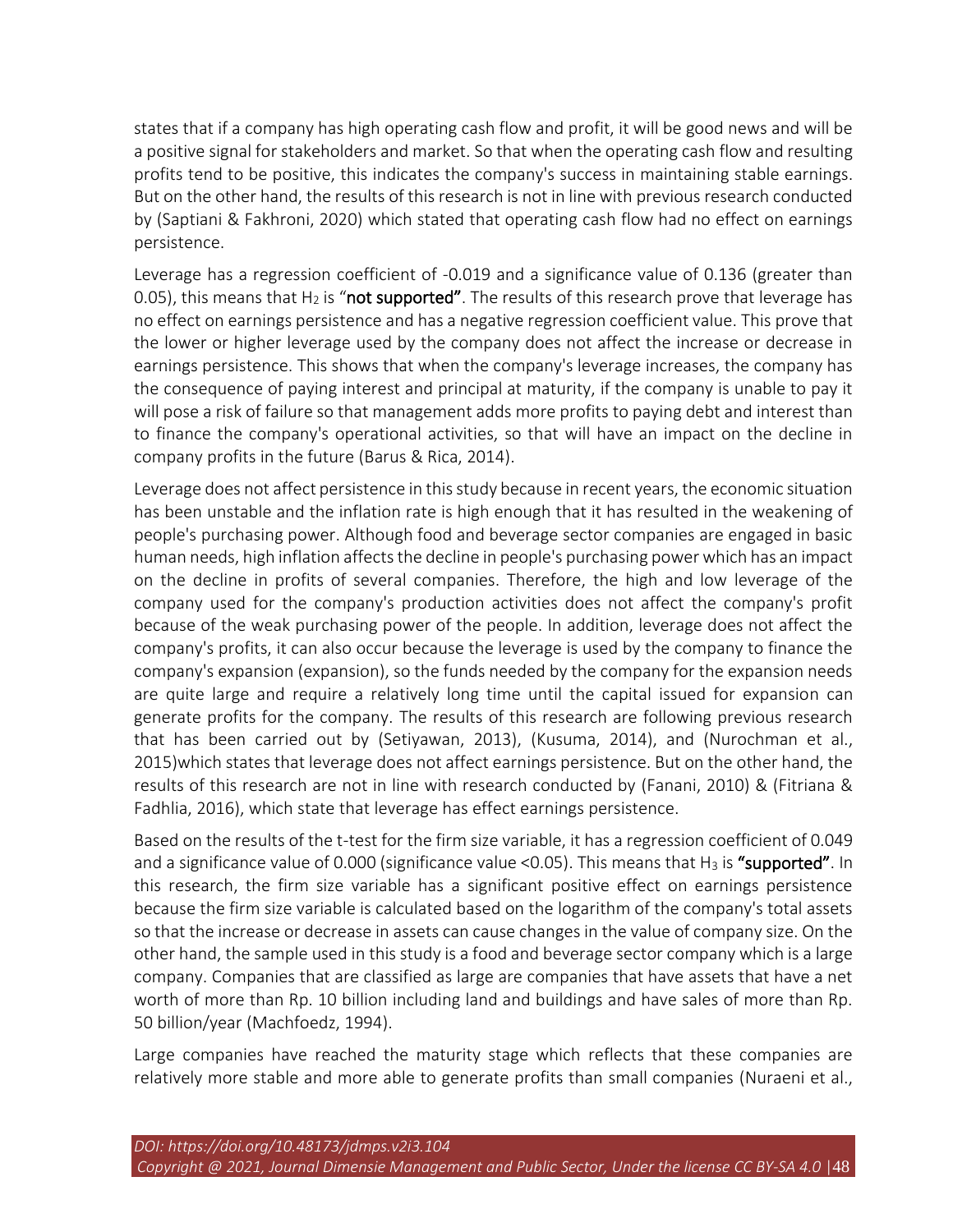states that if a company has high operating cash flow and profit, it will be good news and will be a positive signal for stakeholders and market. So that when the operating cash flow and resulting profits tend to be positive, this indicates the company's success in maintaining stable earnings. But on the other hand, the results of this research is not in line with previous research conducted by (Saptiani & Fakhroni, 2020) which stated that operating cash flow had no effect on earnings persistence.

Leverage has a regression coefficient of -0.019 and a significance value of 0.136 (greater than 0.05), this means that $H_2$ is "**not supported**". The results of this research prove that leverage has no effect on earnings persistence and has a negative regression coefficient value. This prove that the lower or higher leverage used by the company does not affect the increase or decrease in earnings persistence. This shows that when the company's leverage increases, the company has the consequence of paying interest and principal at maturity, if the company is unable to pay it will pose a risk of failure so that management adds more profits to paying debt and interest than to finance the company's operational activities, so that will have an impact on the decline in company profits in the future (Barus & Rica, 2014).

Leverage does not affect persistence in this study because in recent years, the economic situation has been unstable and the inflation rate is high enough that it has resulted in the weakening of people's purchasing power. Although food and beverage sector companies are engaged in basic human needs, high inflation affects the decline in people's purchasing power which has an impact on the decline in profits of several companies. Therefore, the high and low leverage of the company used for the company's production activities does not affect the company's profit because of the weak purchasing power of the people. In addition, leverage does not affect the company's profits, it can also occur because the leverage is used by the company to finance the company's expansion (expansion), so the funds needed by the company for the expansion needs are quite large and require a relatively long time until the capital issued for expansion can generate profits for the company. The results of this research are following previous research that has been carried out by (Setiyawan, 2013), (Kusuma, 2014), and (Nurochman et al., 2015)which states that leverage does not affect earnings persistence. But on the other hand, the results of this research are not in line with research conducted by (Fanani, 2010) & (Fitriana & Fadhlia, 2016), which state that leverage has effect earnings persistence.

Based on the results of the t-test for the firm size variable, it has a regression coefficient of 0.049 and a significance value of 0.000 (significance value <0.05). This means that $H_3$ is **"supported"**. In this research, the firm size variable has a significant positive effect on earnings persistence because the firm size variable is calculated based on the logarithm of the company's total assets so that the increase or decrease in assets can cause changes in the value of company size. On the other hand, the sample used in this study is a food and beverage sector company which is a large company. Companies that are classified as large are companies that have assets that have a net worth of more than Rp. 10 billion including land and buildings and have sales of more than Rp. 50 billion/year (Machfoedz, 1994).

Large companies have reached the maturity stage which reflects that these companies are relatively more stable and more able to generate profits than small companies (Nuraeni et al.,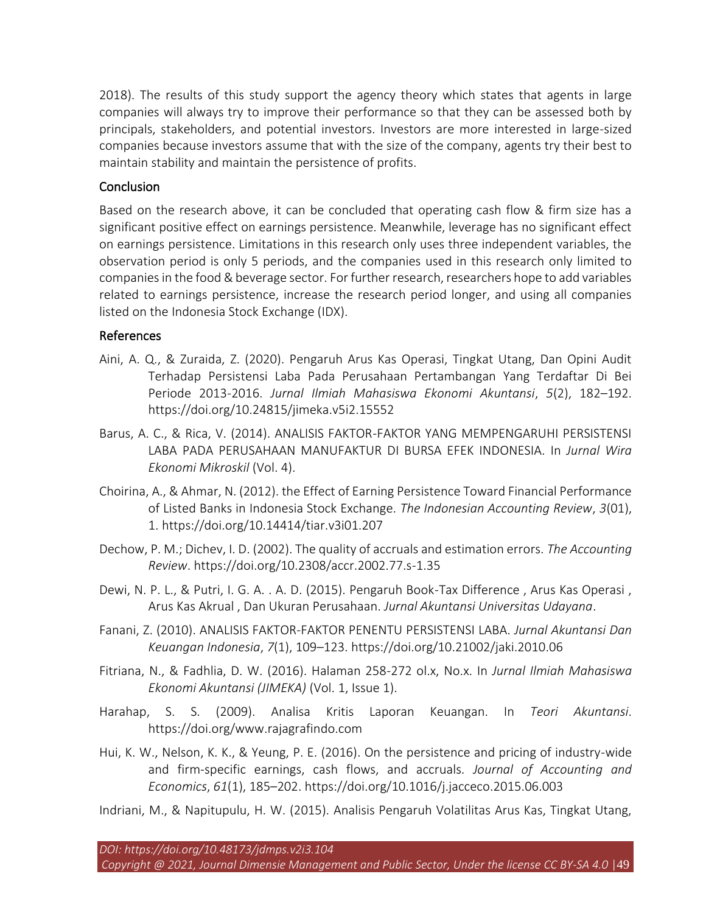2018). The results of this study support the agency theory which states that agents in large companies will always try to improve their performance so that they can be assessed both by principals, stakeholders, and potential investors. Investors are more interested in large-sized companies because investors assume that with the size of the company, agents try their best to maintain stability and maintain the persistence of profits.

## Conclusion

Based on the research above, it can be concluded that operating cash flow & firm size has a significant positive effect on earnings persistence. Meanwhile, leverage has no significant effect on earnings persistence. Limitations in this research only uses three independent variables, the observation period is only 5 periods, and the companies used in this research only limited to companies in the food & beverage sector. For further research, researchers hope to add variables related to earnings persistence, increase the research period longer, and using all companies listed on the Indonesia Stock Exchange (IDX).

## References

Aini, A. Q., & Zuraida, Z. (2020). Pengaruh Arus Kas Operasi, Tingkat Utang, Dan Opini Audit Terhadap Persistensi Laba Pada Perusahaan Pertambangan Yang Terdaftar Di Bei Periode 2013-2016. *Jurnal Ilmiah Mahasiswa Ekonomi Akuntansi*, *5*(2), 182–192. https://doi.org/10.24815/jimeka.v5i2.15552

Barus, A. C., & Rica, V. (2014). ANALISIS FAKTOR-FAKTOR YANG MEMPENGARUHI PERSISTENSI LABA PADA PERUSAHAAN MANUFAKTUR DI BURSA EFEK INDONESIA. In *Jurnal Wira Ekonomi Mikroskil* (Vol. 4).

Choirina, A., & Ahmar, N. (2012). the Effect of Earning Persistence Toward Financial Performance of Listed Banks in Indonesia Stock Exchange. *The Indonesian Accounting Review*, *3*(01), 1. https://doi.org/10.14414/tiar.v3i01.207

Dechow, P. M.; Dichev, I. D. (2002). The quality of accruals and estimation errors. *The Accounting Review*. https://doi.org/10.2308/accr.2002.77.s-1.35

Dewi, N. P. L., & Putri, I. G. A. . A. D. (2015). Pengaruh Book-Tax Difference , Arus Kas Operasi , Arus Kas Akrual , Dan Ukuran Perusahaan. *Jurnal Akuntansi Universitas Udayana*.

Fanani, Z. (2010). ANALISIS FAKTOR-FAKTOR PENENTU PERSISTENSI LABA. *Jurnal Akuntansi Dan Keuangan Indonesia*, *7*(1), 109–123. https://doi.org/10.21002/jaki.2010.06

Fitriana, N., & Fadhlia, D. W. (2016). Halaman 258-272 ol.x, No.x. In *Jurnal Ilmiah Mahasiswa Ekonomi Akuntansi (JIMEKA)* (Vol. 1, Issue 1).

Harahap, S. S. (2009). Analisa Kritis Laporan Keuangan. In *Teori Akuntansi*. https://doi.org/www.rajagrafindo.com

Hui, K. W., Nelson, K. K., & Yeung, P. E. (2016). On the persistence and pricing of industry-wide and firm-specific earnings, cash flows, and accruals. *Journal of Accounting and Economics*, *61*(1), 185–202. https://doi.org/10.1016/j.jacceco.2015.06.003

Indriani, M., & Napitupulu, H. W. (2015). Analisis Pengaruh Volatilitas Arus Kas, Tingkat Utang,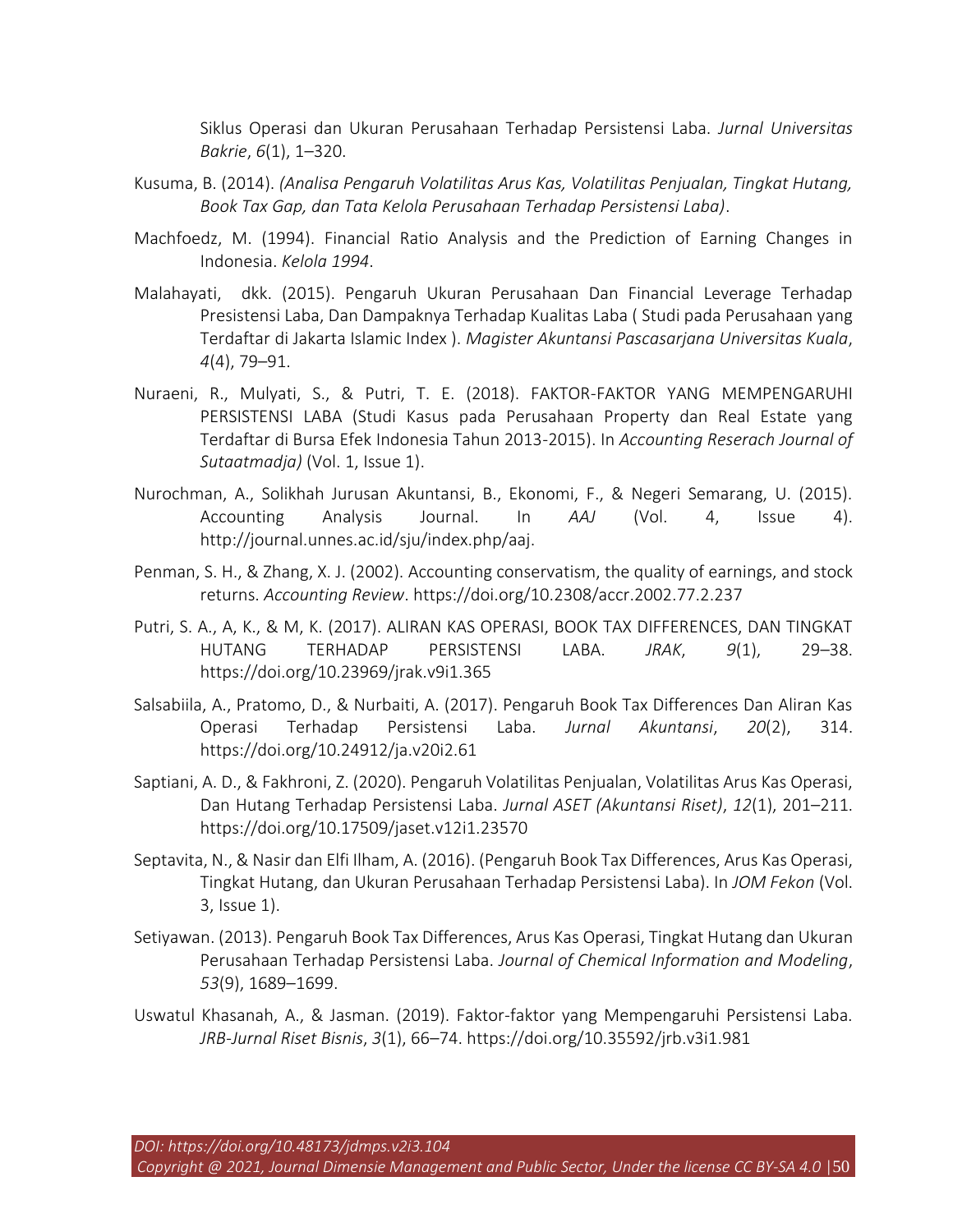Siklus Operasi dan Ukuran Perusahaan Terhadap Persistensi Laba. *Jurnal Universitas Bakrie*, *6*(1), 1–320.

Kusuma, B. (2014). *(Analisa Pengaruh Volatilitas Arus Kas, Volatilitas Penjualan, Tingkat Hutang, Book Tax Gap, dan Tata Kelola Perusahaan Terhadap Persistensi Laba)*.

Machfoedz, M. (1994). Financial Ratio Analysis and the Prediction of Earning Changes in Indonesia. *Kelola 1994*.

Malahayati, dkk. (2015). Pengaruh Ukuran Perusahaan Dan Financial Leverage Terhadap Presistensi Laba, Dan Dampaknya Terhadap Kualitas Laba ( Studi pada Perusahaan yang Terdaftar di Jakarta Islamic Index ). *Magister Akuntansi Pascasarjana Universitas Kuala*, *4*(4), 79–91.

Nuraeni, R., Mulyati, S., & Putri, T. E. (2018). FAKTOR-FAKTOR YANG MEMPENGARUHI PERSISTENSI LABA (Studi Kasus pada Perusahaan Property dan Real Estate yang Terdaftar di Bursa Efek Indonesia Tahun 2013-2015). In *Accounting Reserach Journal of Sutaatmadja)* (Vol. 1, Issue 1).

Nurochman, A., Solikhah Jurusan Akuntansi, B., Ekonomi, F., & Negeri Semarang, U. (2015). Accounting Analysis Journal. In *AAJ* (Vol. 4, Issue 4). http://journal.unnes.ac.id/sju/index.php/aaj.

Penman, S. H., & Zhang, X. J. (2002). Accounting conservatism, the quality of earnings, and stock returns. *Accounting Review*. https://doi.org/10.2308/accr.2002.77.2.237

Putri, S. A., A, K., & M, K. (2017). ALIRAN KAS OPERASI, BOOK TAX DIFFERENCES, DAN TINGKAT HUTANG TERHADAP PERSISTENSI LABA. *JRAK*, *9*(1), 29–38. https://doi.org/10.23969/jrak.v9i1.365

Salsabiila, A., Pratomo, D., & Nurbaiti, A. (2017). Pengaruh Book Tax Differences Dan Aliran Kas Operasi Terhadap Persistensi Laba. *Jurnal Akuntansi*, *20*(2), 314. https://doi.org/10.24912/ja.v20i2.61

Saptiani, A. D., & Fakhroni, Z. (2020). Pengaruh Volatilitas Penjualan, Volatilitas Arus Kas Operasi, Dan Hutang Terhadap Persistensi Laba. *Jurnal ASET (Akuntansi Riset)*, *12*(1), 201–211. https://doi.org/10.17509/jaset.v12i1.23570

Septavita, N., & Nasir dan Elfi Ilham, A. (2016). (Pengaruh Book Tax Differences, Arus Kas Operasi, Tingkat Hutang, dan Ukuran Perusahaan Terhadap Persistensi Laba). In *JOM Fekon* (Vol. 3, Issue 1).

Setiyawan. (2013). Pengaruh Book Tax Differences, Arus Kas Operasi, Tingkat Hutang dan Ukuran Perusahaan Terhadap Persistensi Laba. *Journal of Chemical Information and Modeling*, *53*(9), 1689–1699.

Uswatul Khasanah, A., & Jasman. (2019). Faktor-faktor yang Mempengaruhi Persistensi Laba. *JRB-Jurnal Riset Bisnis*, *3*(1), 66–74. https://doi.org/10.35592/jrb.v3i1.981